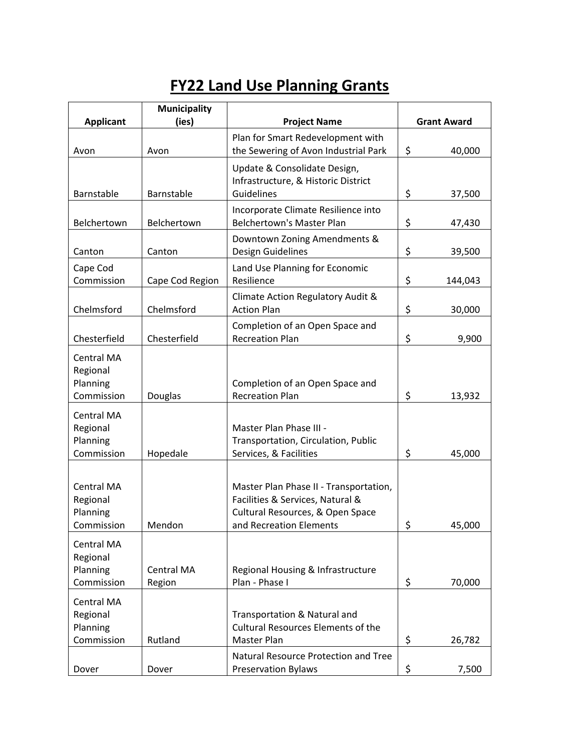# FY22 Land Use Planning Grants

| Applicant | Municipality (ies) | Project Name | Grant Award |
|---|---|---|---|
| Avon | Avon | Plan for Smart Redevelopment with the Sewering of Avon Industrial Park | $ 40,000 |
| Barnstable | Barnstable | Update & Consolidate Design, Infrastructure, & Historic District Guidelines | $ 37,500 |
| Belchertown | Belchertown | Incorporate Climate Resilience into Belchertown's Master Plan | $ 47,430 |
| Canton | Canton | Downtown Zoning Amendments & Design Guidelines | $ 39,500 |
| Cape Cod Commission | Cape Cod Region | Land Use Planning for Economic Resilience | $ 144,043 |
| Chelmsford | Chelmsford | Climate Action Regulatory Audit & Action Plan | $ 30,000 |
| Chesterfield | Chesterfield | Completion of an Open Space and Recreation Plan | $ 9,900 |
| Central MA Regional Planning Commission | Douglas | Completion of an Open Space and Recreation Plan | $ 13,932 |
| Central MA Regional Planning Commission | Hopedale | Master Plan Phase III - Transportation, Circulation, Public Services, & Facilities | $ 45,000 |
| Central MA Regional Planning Commission | Mendon | Master Plan Phase II - Transportation, Facilities & Services, Natural & Cultural Resources, & Open Space and Recreation Elements | $ 45,000 |
| Central MA Regional Planning Commission | Central MA Region | Regional Housing & Infrastructure Plan - Phase I | $ 70,000 |
| Central MA Regional Planning Commission | Rutland | Transportation & Natural and Cultural Resources Elements of the Master Plan | $ 26,782 |
| Dover | Dover | Natural Resource Protection and Tree Preservation Bylaws | $ 7,500 |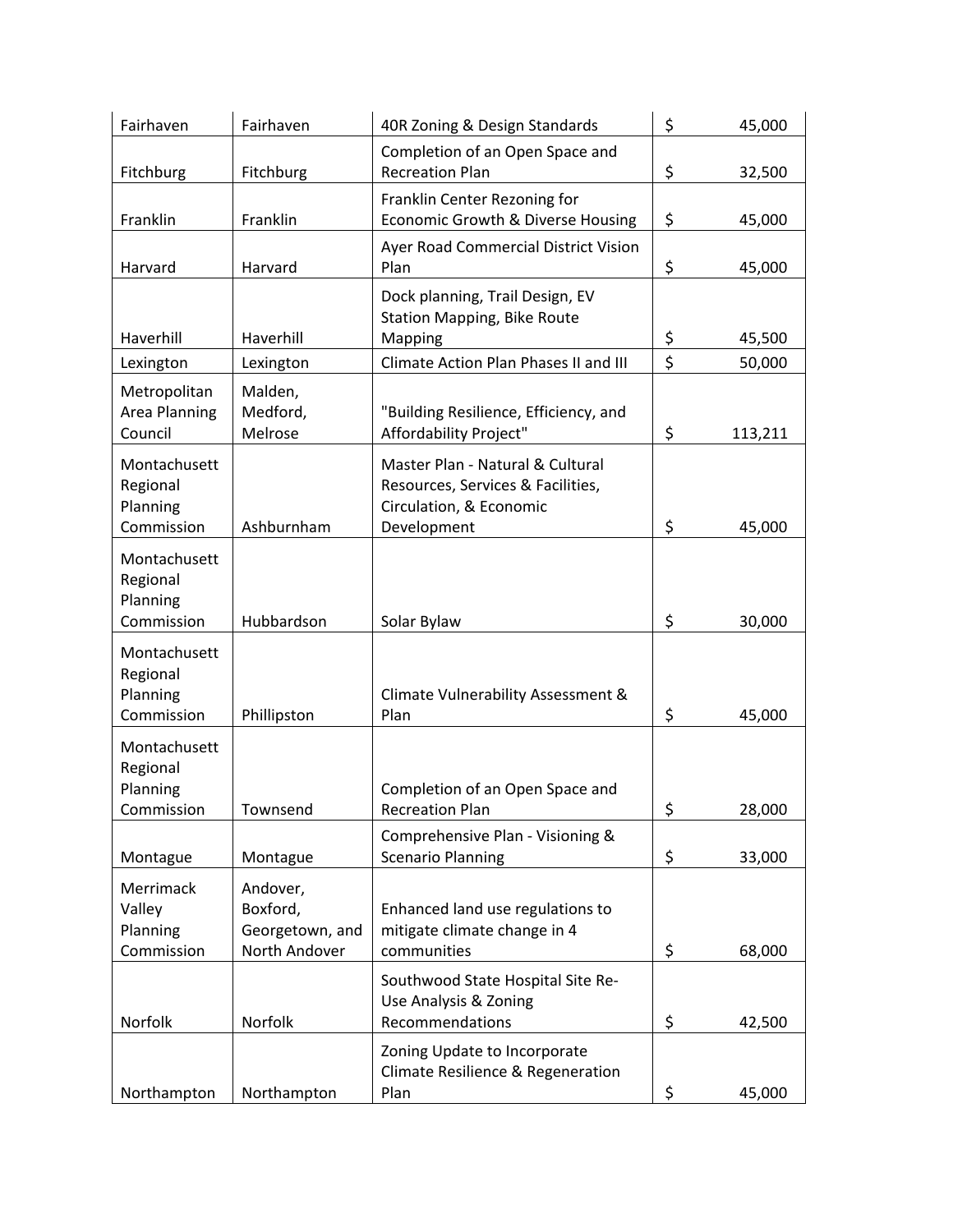| | | | |
|---|---|---|---|
| Fairhaven | Fairhaven | 40R Zoning & Design Standards | $ 45,000 |
| Fitchburg | Fitchburg | Completion of an Open Space and Recreation Plan | $ 32,500 |
| Franklin | Franklin | Franklin Center Rezoning for Economic Growth & Diverse Housing | $ 45,000 |
| Harvard | Harvard | Ayer Road Commercial District Vision Plan | $ 45,000 |
| Haverhill | Haverhill | Dock planning, Trail Design, EV Station Mapping, Bike Route Mapping | $ 45,500 |
| Lexington | Lexington | Climate Action Plan Phases II and III | $ 50,000 |
| Metropolitan Area Planning Council | Malden, Medford, Melrose | "Building Resilience, Efficiency, and Affordability Project" | $ 113,211 |
| Montachusett Regional Planning Commission | Ashburnham | Master Plan - Natural & Cultural Resources, Services & Facilities, Circulation, & Economic Development | $ 45,000 |
| Montachusett Regional Planning Commission | Hubbardson | Solar Bylaw | $ 30,000 |
| Montachusett Regional Planning Commission | Phillipston | Climate Vulnerability Assessment & Plan | $ 45,000 |
| Montachusett Regional Planning Commission | Townsend | Completion of an Open Space and Recreation Plan | $ 28,000 |
| Montague | Montague | Comprehensive Plan - Visioning & Scenario Planning | $ 33,000 |
| Merrimack Valley Planning Commission | Andover, Boxford, Georgetown, and North Andover | Enhanced land use regulations to mitigate climate change in 4 communities | $ 68,000 |
| Norfolk | Norfolk | Southwood State Hospital Site Re-Use Analysis & Zoning Recommendations | $ 42,500 |
| Northampton | Northampton | Zoning Update to Incorporate Climate Resilience & Regeneration Plan | $ 45,000 |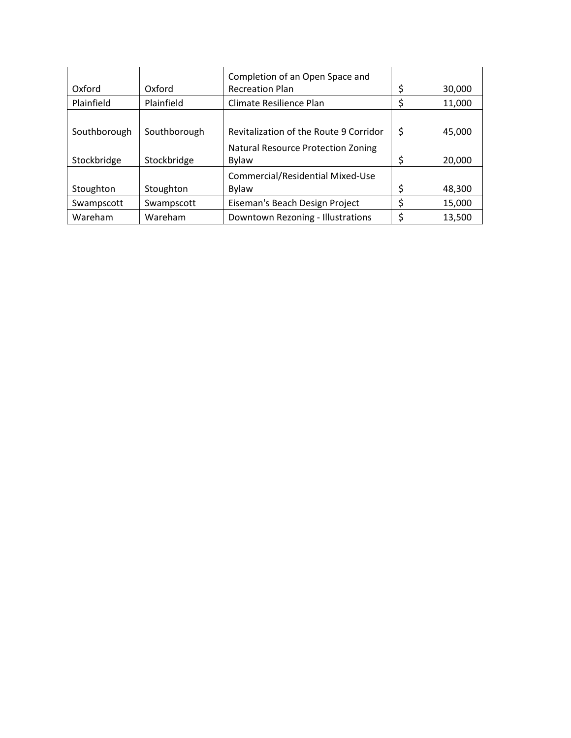| | | | | |
|---|---|---|---|---|
| Oxford | Oxford | Completion of an Open Space and Recreation Plan | $ | 30,000 |
| Plainfield | Plainfield | Climate Resilience Plan | $ | 11,000 |
| Southborough | Southborough | Revitalization of the Route 9 Corridor | $ | 45,000 |
| Stockbridge | Stockbridge | Natural Resource Protection Zoning Bylaw | $ | 20,000 |
| Stoughton | Stoughton | Commercial/Residential Mixed-Use Bylaw | $ | 48,300 |
| Swampscott | Swampscott | Eiseman's Beach Design Project | $ | 15,000 |
| Wareham | Wareham | Downtown Rezoning - Illustrations | $ | 13,500 |